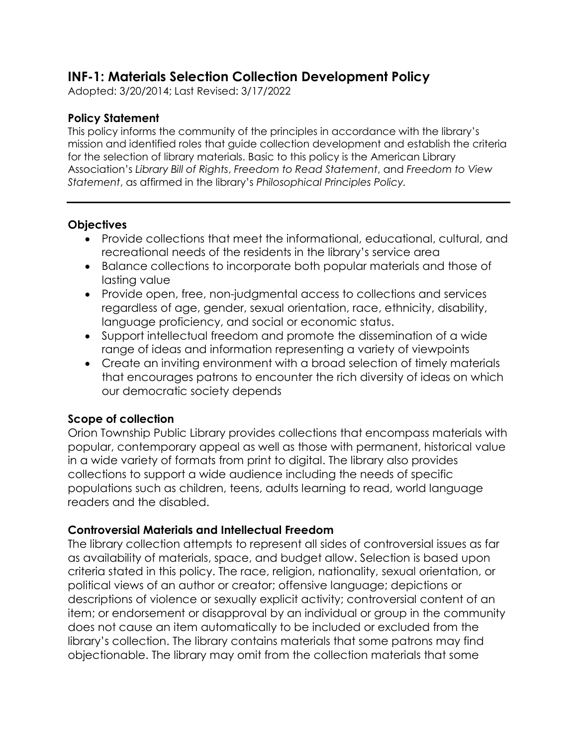## INF-1: Materials Selection Collection Development Policy

Adopted: 3/20/2014; Last Revised: 3/17/2022

### Policy Statement

This policy informs the community of the principles in accordance with the library's mission and identified roles that guide collection development and establish the criteria for the selection of library materials. Basic to this policy is the American Library Association's *Library Bill of Rights*, *Freedom to Read Statement*, and *Freedom to View Statement*, as affirmed in the library's *Philosophical Principles Policy.*

---

### Objectives

- Provide collections that meet the informational, educational, cultural, and recreational needs of the residents in the library's service area
- Balance collections to incorporate both popular materials and those of lasting value
- Provide open, free, non-judgmental access to collections and services regardless of age, gender, sexual orientation, race, ethnicity, disability, language proficiency, and social or economic status.
- Support intellectual freedom and promote the dissemination of a wide range of ideas and information representing a variety of viewpoints
- Create an inviting environment with a broad selection of timely materials that encourages patrons to encounter the rich diversity of ideas on which our democratic society depends

### Scope of collection

Orion Township Public Library provides collections that encompass materials with popular, contemporary appeal as well as those with permanent, historical value in a wide variety of formats from print to digital. The library also provides collections to support a wide audience including the needs of specific populations such as children, teens, adults learning to read, world language readers and the disabled.

### Controversial Materials and Intellectual Freedom

The library collection attempts to represent all sides of controversial issues as far as availability of materials, space, and budget allow. Selection is based upon criteria stated in this policy. The race, religion, nationality, sexual orientation, or political views of an author or creator; offensive language; depictions or descriptions of violence or sexually explicit activity; controversial content of an item; or endorsement or disapproval by an individual or group in the community does not cause an item automatically to be included or excluded from the library's collection. The library contains materials that some patrons may find objectionable. The library may omit from the collection materials that some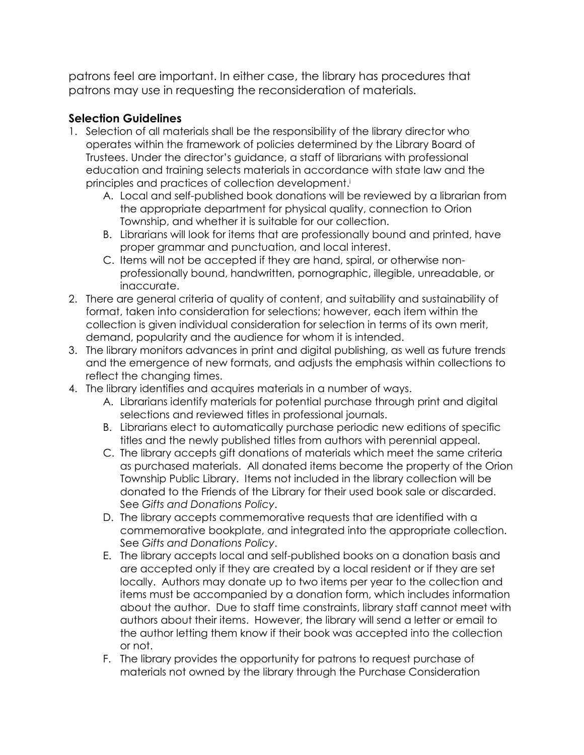patrons feel are important. In either case, the library has procedures that patrons may use in requesting the reconsideration of materials.

### Selection Guidelines

1. Selection of all materials shall be the responsibility of the library director who operates within the framework of policies determined by the Library Board of Trustees. Under the director's guidance, a staff of librarians with professional education and training selects materials in accordance with state law and the principles and practices of collection development.[i]
   A. Local and self-published book donations will be reviewed by a librarian from the appropriate department for physical quality, connection to Orion Township, and whether it is suitable for our collection.
   B. Librarians will look for items that are professionally bound and printed, have proper grammar and punctuation, and local interest.
   C. Items will not be accepted if they are hand, spiral, or otherwise non-professionally bound, handwritten, pornographic, illegible, unreadable, or inaccurate.
2. There are general criteria of quality of content, and suitability and sustainability of format, taken into consideration for selections; however, each item within the collection is given individual consideration for selection in terms of its own merit, demand, popularity and the audience for whom it is intended.
3. The library monitors advances in print and digital publishing, as well as future trends and the emergence of new formats, and adjusts the emphasis within collections to reflect the changing times.
4. The library identifies and acquires materials in a number of ways.
   A. Librarians identify materials for potential purchase through print and digital selections and reviewed titles in professional journals.
   B. Librarians elect to automatically purchase periodic new editions of specific titles and the newly published titles from authors with perennial appeal.
   C. The library accepts gift donations of materials which meet the same criteria as purchased materials. All donated items become the property of the Orion Township Public Library. Items not included in the library collection will be donated to the Friends of the Library for their used book sale or discarded. See *Gifts and Donations Policy*.
   D. The library accepts commemorative requests that are identified with a commemorative bookplate, and integrated into the appropriate collection. See *Gifts and Donations Policy*.
   E. The library accepts local and self-published books on a donation basis and are accepted only if they are created by a local resident or if they are set locally. Authors may donate up to two items per year to the collection and items must be accompanied by a donation form, which includes information about the author. Due to staff time constraints, library staff cannot meet with authors about their items. However, the library will send a letter or email to the author letting them know if their book was accepted into the collection or not.
   F. The library provides the opportunity for patrons to request purchase of materials not owned by the library through the Purchase Consideration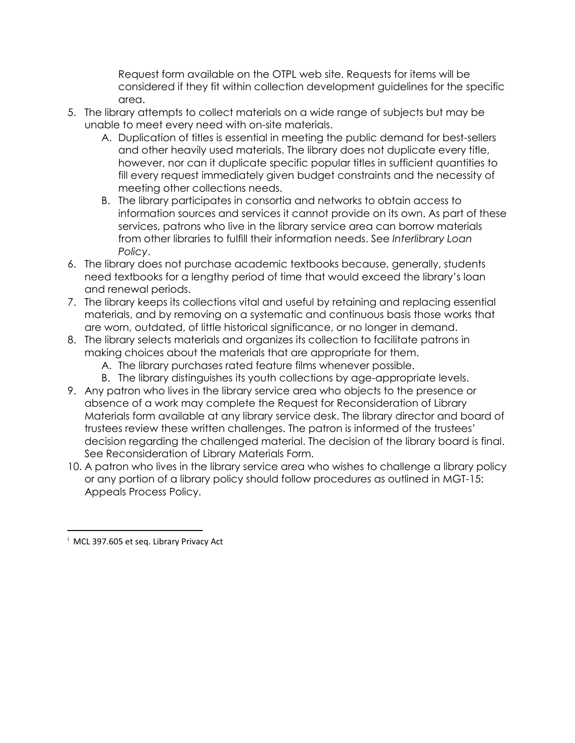Request form available on the OTPL web site. Requests for items will be considered if they fit within collection development guidelines for the specific area.

5. The library attempts to collect materials on a wide range of subjects but may be unable to meet every need with on-site materials.
    A. Duplication of titles is essential in meeting the public demand for best-sellers and other heavily used materials. The library does not duplicate every title, however, nor can it duplicate specific popular titles in sufficient quantities to fill every request immediately given budget constraints and the necessity of meeting other collections needs.
    B. The library participates in consortia and networks to obtain access to information sources and services it cannot provide on its own. As part of these services, patrons who live in the library service area can borrow materials from other libraries to fulfill their information needs. See *Interlibrary Loan Policy*.
6. The library does not purchase academic textbooks because, generally, students need textbooks for a lengthy period of time that would exceed the library's loan and renewal periods.
7. The library keeps its collections vital and useful by retaining and replacing essential materials, and by removing on a systematic and continuous basis those works that are worn, outdated, of little historical significance, or no longer in demand.
8. The library selects materials and organizes its collection to facilitate patrons in making choices about the materials that are appropriate for them.
    A. The library purchases rated feature films whenever possible.
    B. The library distinguishes its youth collections by age-appropriate levels.
9. Any patron who lives in the library service area who objects to the presence or absence of a work may complete the Request for Reconsideration of Library Materials form available at any library service desk. The library director and board of trustees review these written challenges. The patron is informed of the trustees' decision regarding the challenged material. The decision of the library board is final. See Reconsideration of Library Materials Form.
10. A patron who lives in the library service area who wishes to challenge a library policy or any portion of a library policy should follow procedures as outlined in MGT-15: Appeals Process Policy.

---

[i] MCL 397.605 et seq. Library Privacy Act